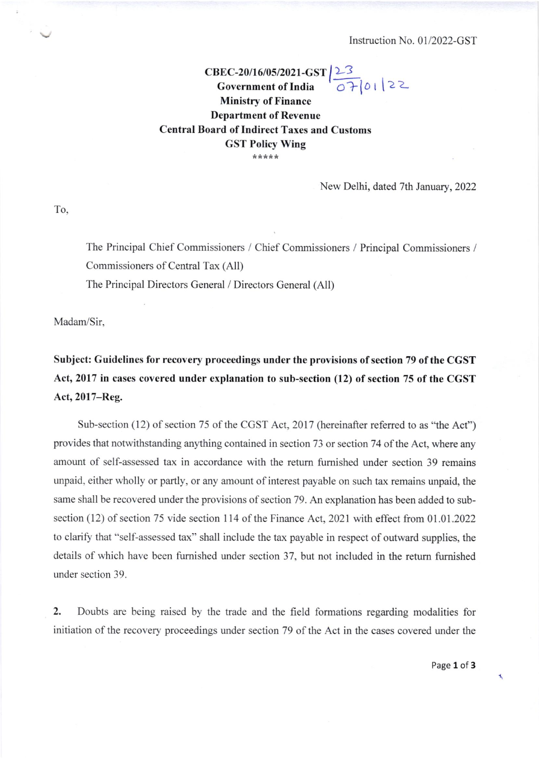Instruction No. 01/2022-GST

**CBEC-20/16/05/2021-GST | 23**
**07/01/22**
**Government of India**
**Ministry of Finance**
**Department of Revenue**
**Central Board of Indirect Taxes and Customs**
**GST Policy Wing**

*****

New Delhi, dated 7th January, 2022

To,

The Principal Chief Commissioners / Chief Commissioners / Principal Commissioners / Commissioners of Central Tax (All)

The Principal Directors General / Directors General (All)

Madam/Sir,

**Subject: Guidelines for recovery proceedings under the provisions of section 79 of the CGST Act, 2017 in cases covered under explanation to sub-section (12) of section 75 of the CGST Act, 2017–Reg.**

Sub-section (12) of section 75 of the CGST Act, 2017 (hereinafter referred to as "the Act") provides that notwithstanding anything contained in section 73 or section 74 of the Act, where any amount of self-assessed tax in accordance with the return furnished under section 39 remains unpaid, either wholly or partly, or any amount of interest payable on such tax remains unpaid, the same shall be recovered under the provisions of section 79. An explanation has been added to sub-section (12) of section 75 vide section 114 of the Finance Act, 2021 with effect from 01.01.2022 to clarify that "self-assessed tax" shall include the tax payable in respect of outward supplies, the details of which have been furnished under section 37, but not included in the return furnished under section 39.

2. Doubts are being raised by the trade and the field formations regarding modalities for initiation of the recovery proceedings under section 79 of the Act in the cases covered under the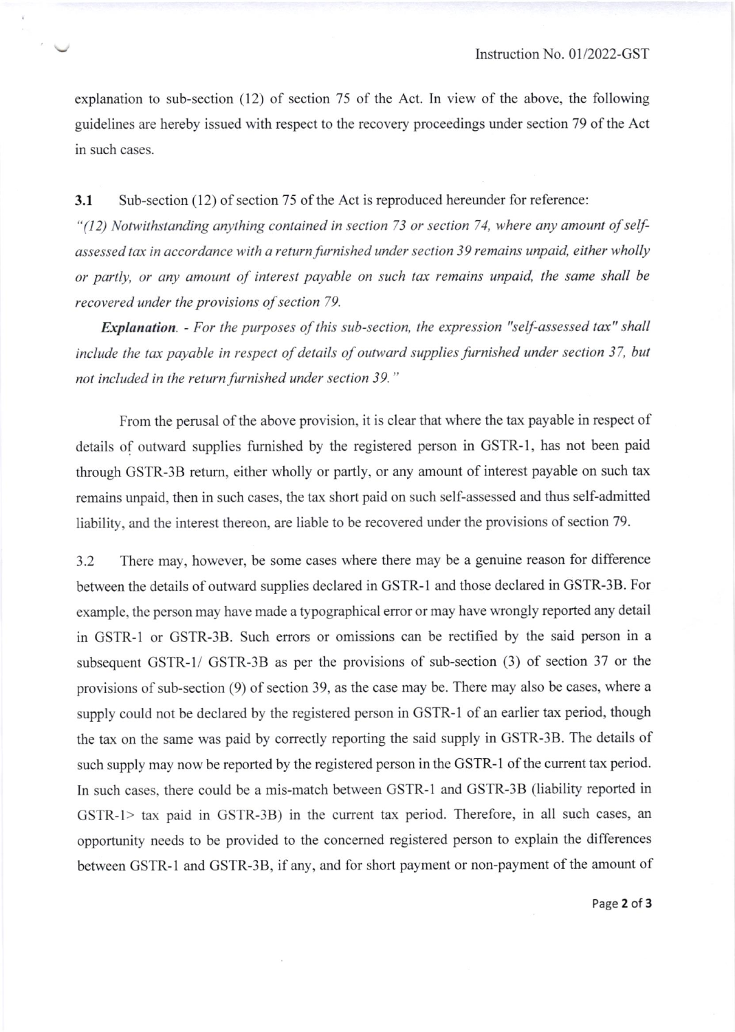explanation to sub-section (12) of section 75 of the Act. In view of the above, the following guidelines are hereby issued with respect to the recovery proceedings under section 79 of the Act in such cases.

**3.1** Sub-section (12) of section 75 of the Act is reproduced hereunder for reference:

*"(12) Notwithstanding anything contained in section 73 or section 74, where any amount of self-assessed tax in accordance with a return furnished under section 39 remains unpaid, either wholly or partly, or any amount of interest payable on such tax remains unpaid, the same shall be recovered under the provisions of section 79.*

***Explanation***. *- For the purposes of this sub-section, the expression "self-assessed tax" shall include the tax payable in respect of details of outward supplies furnished under section 37, but not included in the return furnished under section 39."*

From the perusal of the above provision, it is clear that where the tax payable in respect of details of outward supplies furnished by the registered person in GSTR-1, has not been paid through GSTR-3B return, either wholly or partly, or any amount of interest payable on such tax remains unpaid, then in such cases, the tax short paid on such self-assessed and thus self-admitted liability, and the interest thereon, are liable to be recovered under the provisions of section 79.

3.2 There may, however, be some cases where there may be a genuine reason for difference between the details of outward supplies declared in GSTR-1 and those declared in GSTR-3B. For example, the person may have made a typographical error or may have wrongly reported any detail in GSTR-1 or GSTR-3B. Such errors or omissions can be rectified by the said person in a subsequent GSTR-1/ GSTR-3B as per the provisions of sub-section (3) of section 37 or the provisions of sub-section (9) of section 39, as the case may be. There may also be cases, where a supply could not be declared by the registered person in GSTR-1 of an earlier tax period, though the tax on the same was paid by correctly reporting the said supply in GSTR-3B. The details of such supply may now be reported by the registered person in the GSTR-1 of the current tax period. In such cases, there could be a mis-match between GSTR-1 and GSTR-3B (liability reported in GSTR-1> tax paid in GSTR-3B) in the current tax period. Therefore, in all such cases, an opportunity needs to be provided to the concerned registered person to explain the differences between GSTR-1 and GSTR-3B, if any, and for short payment or non-payment of the amount of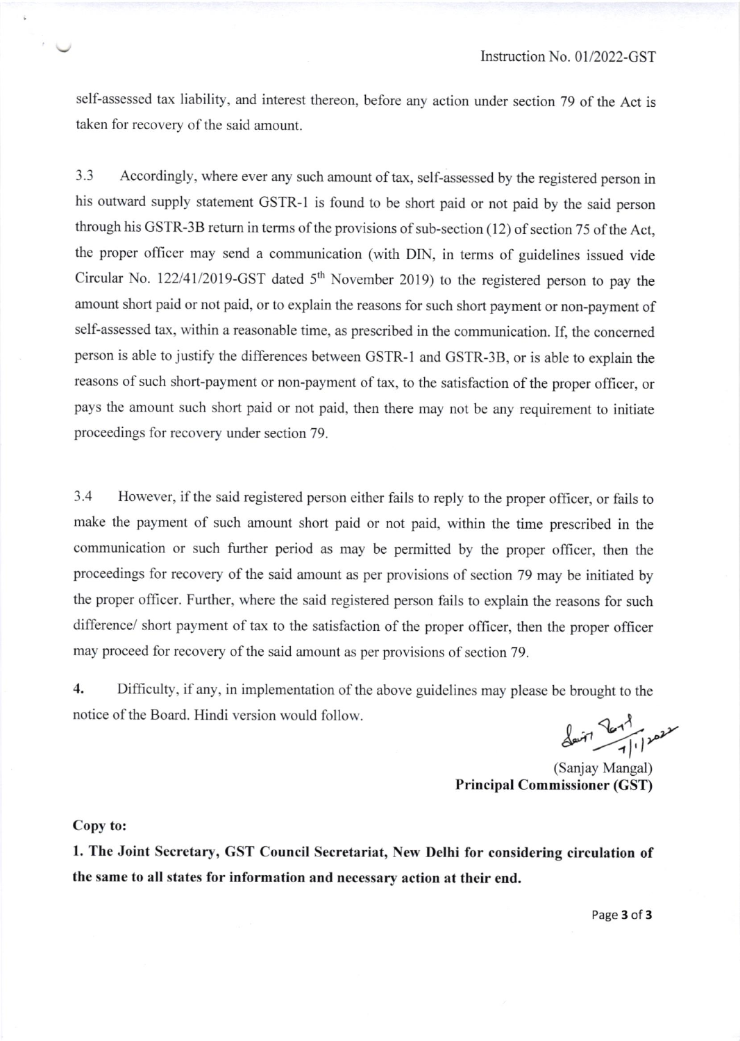self-assessed tax liability, and interest thereon, before any action under section 79 of the Act is taken for recovery of the said amount.

3.3 Accordingly, where ever any such amount of tax, self-assessed by the registered person in his outward supply statement GSTR-1 is found to be short paid or not paid by the said person through his GSTR-3B return in terms of the provisions of sub-section (12) of section 75 of the Act, the proper officer may send a communication (with DIN, in terms of guidelines issued vide Circular No. 122/41/2019-GST dated 5th November 2019) to the registered person to pay the amount short paid or not paid, or to explain the reasons for such short payment or non-payment of self-assessed tax, within a reasonable time, as prescribed in the communication. If, the concerned person is able to justify the differences between GSTR-1 and GSTR-3B, or is able to explain the reasons of such short-payment or non-payment of tax, to the satisfaction of the proper officer, or pays the amount such short paid or not paid, then there may not be any requirement to initiate proceedings for recovery under section 79.

3.4 However, if the said registered person either fails to reply to the proper officer, or fails to make the payment of such amount short paid or not paid, within the time prescribed in the communication or such further period as may be permitted by the proper officer, then the proceedings for recovery of the said amount as per provisions of section 79 may be initiated by the proper officer. Further, where the said registered person fails to explain the reasons for such difference/ short payment of tax to the satisfaction of the proper officer, then the proper officer may proceed for recovery of the said amount as per provisions of section 79.

**4.** Difficulty, if any, in implementation of the above guidelines may please be brought to the notice of the Board. Hindi version would follow.

7/1/2022

(Sanjay Mangal)
**Principal Commissioner (GST)**

**Copy to:**

**1. The Joint Secretary, GST Council Secretariat, New Delhi for considering circulation of the same to all states for information and necessary action at their end.**